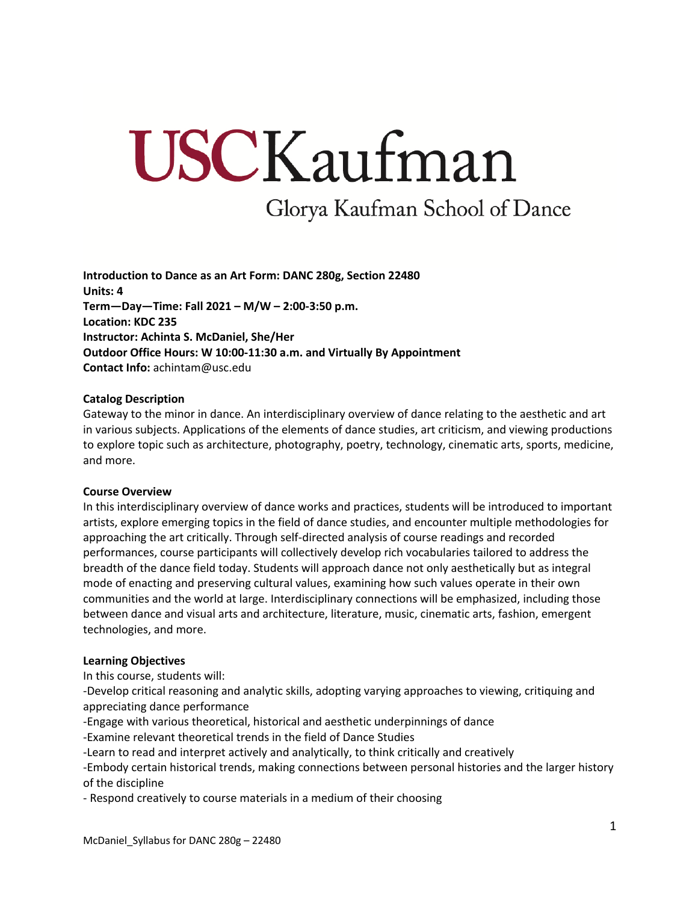# USCKaufman

## Glorya Kaufman School of Dance

**Introduction to Dance as an Art Form: DANC 280g, Section 22480**
**Units: 4**
**Term—Day—Time: Fall 2021 – M/W – 2:00-3:50 p.m.**
**Location: KDC 235**
**Instructor: Achinta S. McDaniel, She/Her**
**Outdoor Office Hours: W 10:00-11:30 a.m. and Virtually By Appointment**
**Contact Info:** achintam@usc.edu

**Catalog Description**
Gateway to the minor in dance. An interdisciplinary overview of dance relating to the aesthetic and art in various subjects. Applications of the elements of dance studies, art criticism, and viewing productions to explore topic such as architecture, photography, poetry, technology, cinematic arts, sports, medicine, and more.

**Course Overview**
In this interdisciplinary overview of dance works and practices, students will be introduced to important artists, explore emerging topics in the field of dance studies, and encounter multiple methodologies for approaching the art critically. Through self-directed analysis of course readings and recorded performances, course participants will collectively develop rich vocabularies tailored to address the breadth of the dance field today. Students will approach dance not only aesthetically but as integral mode of enacting and preserving cultural values, examining how such values operate in their own communities and the world at large. Interdisciplinary connections will be emphasized, including those between dance and visual arts and architecture, literature, music, cinematic arts, fashion, emergent technologies, and more.

**Learning Objectives**
In this course, students will:
-Develop critical reasoning and analytic skills, adopting varying approaches to viewing, critiquing and appreciating dance performance
-Engage with various theoretical, historical and aesthetic underpinnings of dance
-Examine relevant theoretical trends in the field of Dance Studies
-Learn to read and interpret actively and analytically, to think critically and creatively
-Embody certain historical trends, making connections between personal histories and the larger history of the discipline
- Respond creatively to course materials in a medium of their choosing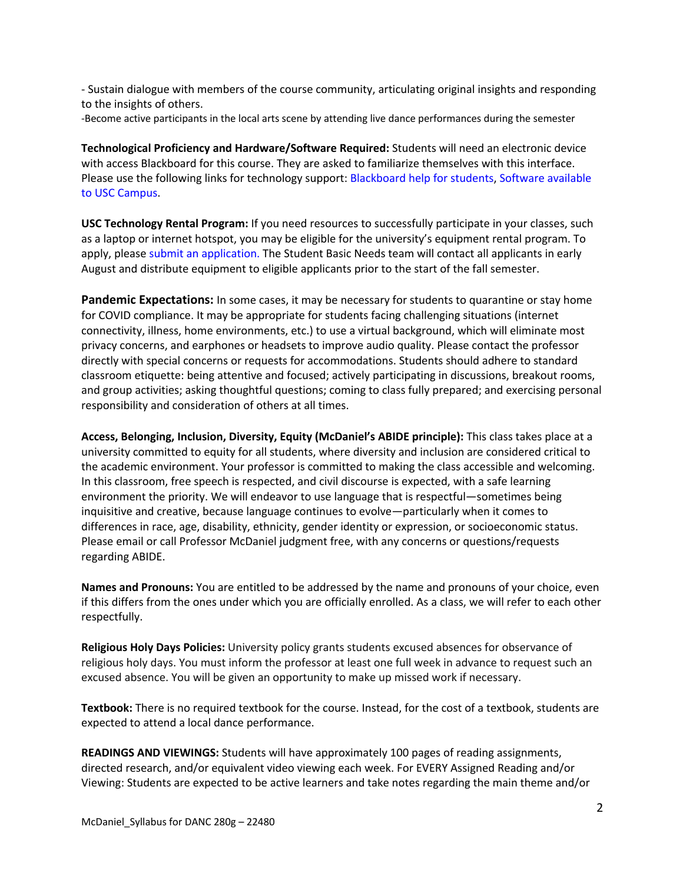- Sustain dialogue with members of the course community, articulating original insights and responding to the insights of others.
-Become active participants in the local arts scene by attending live dance performances during the semester

**Technological Proficiency and Hardware/Software Required:** Students will need an electronic device with access Blackboard for this course. They are asked to familiarize themselves with this interface. Please use the following links for technology support: Blackboard help for students, Software available to USC Campus.

**USC Technology Rental Program:** If you need resources to successfully participate in your classes, such as a laptop or internet hotspot, you may be eligible for the university's equipment rental program. To apply, please submit an application. The Student Basic Needs team will contact all applicants in early August and distribute equipment to eligible applicants prior to the start of the fall semester.

**Pandemic Expectations:** In some cases, it may be necessary for students to quarantine or stay home for COVID compliance. It may be appropriate for students facing challenging situations (internet connectivity, illness, home environments, etc.) to use a virtual background, which will eliminate most privacy concerns, and earphones or headsets to improve audio quality. Please contact the professor directly with special concerns or requests for accommodations. Students should adhere to standard classroom etiquette: being attentive and focused; actively participating in discussions, breakout rooms, and group activities; asking thoughtful questions; coming to class fully prepared; and exercising personal responsibility and consideration of others at all times.

**Access, Belonging, Inclusion, Diversity, Equity (McDaniel's ABIDE principle):** This class takes place at a university committed to equity for all students, where diversity and inclusion are considered critical to the academic environment. Your professor is committed to making the class accessible and welcoming. In this classroom, free speech is respected, and civil discourse is expected, with a safe learning environment the priority. We will endeavor to use language that is respectful—sometimes being inquisitive and creative, because language continues to evolve—particularly when it comes to differences in race, age, disability, ethnicity, gender identity or expression, or socioeconomic status. Please email or call Professor McDaniel judgment free, with any concerns or questions/requests regarding ABIDE.

**Names and Pronouns:** You are entitled to be addressed by the name and pronouns of your choice, even if this differs from the ones under which you are officially enrolled. As a class, we will refer to each other respectfully.

**Religious Holy Days Policies:** University policy grants students excused absences for observance of religious holy days. You must inform the professor at least one full week in advance to request such an excused absence. You will be given an opportunity to make up missed work if necessary.

**Textbook:** There is no required textbook for the course. Instead, for the cost of a textbook, students are expected to attend a local dance performance.

**READINGS AND VIEWINGS:** Students will have approximately 100 pages of reading assignments, directed research, and/or equivalent video viewing each week. For EVERY Assigned Reading and/or Viewing: Students are expected to be active learners and take notes regarding the main theme and/or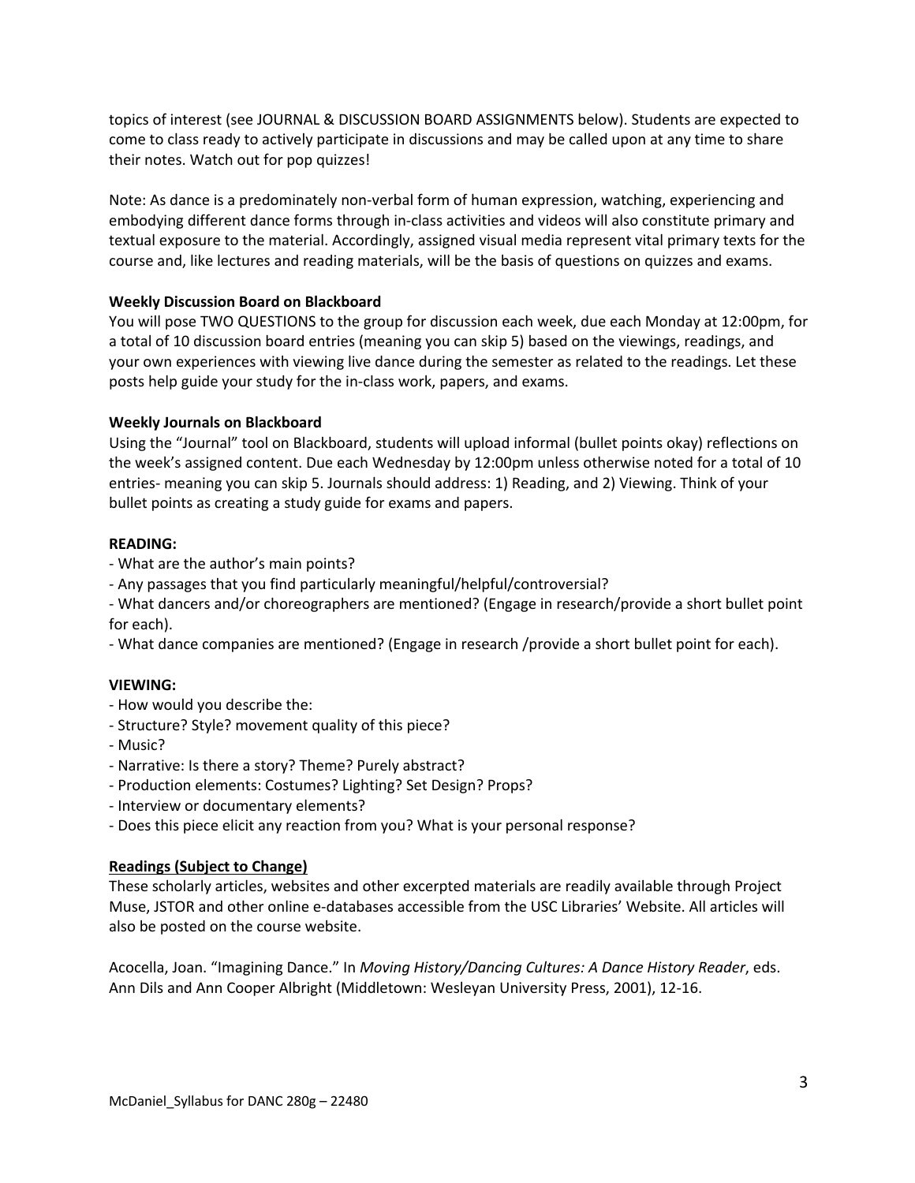topics of interest (see JOURNAL & DISCUSSION BOARD ASSIGNMENTS below). Students are expected to come to class ready to actively participate in discussions and may be called upon at any time to share their notes. Watch out for pop quizzes!

Note: As dance is a predominately non-verbal form of human expression, watching, experiencing and embodying different dance forms through in-class activities and videos will also constitute primary and textual exposure to the material. Accordingly, assigned visual media represent vital primary texts for the course and, like lectures and reading materials, will be the basis of questions on quizzes and exams.

**Weekly Discussion Board on Blackboard**

You will pose TWO QUESTIONS to the group for discussion each week, due each Monday at 12:00pm, for a total of 10 discussion board entries (meaning you can skip 5) based on the viewings, readings, and your own experiences with viewing live dance during the semester as related to the readings. Let these posts help guide your study for the in-class work, papers, and exams.

**Weekly Journals on Blackboard**

Using the "Journal" tool on Blackboard, students will upload informal (bullet points okay) reflections on the week's assigned content. Due each Wednesday by 12:00pm unless otherwise noted for a total of 10 entries- meaning you can skip 5. Journals should address: 1) Reading, and 2) Viewing. Think of your bullet points as creating a study guide for exams and papers.

**READING:**

- What are the author's main points?
- Any passages that you find particularly meaningful/helpful/controversial?
- What dancers and/or choreographers are mentioned? (Engage in research/provide a short bullet point for each).
- What dance companies are mentioned? (Engage in research /provide a short bullet point for each).

**VIEWING:**

- How would you describe the:
- Structure? Style? movement quality of this piece?
- Music?
- Narrative: Is there a story? Theme? Purely abstract?
- Production elements: Costumes? Lighting? Set Design? Props?
- Interview or documentary elements?
- Does this piece elicit any reaction from you? What is your personal response?

**Readings (Subject to Change)**

These scholarly articles, websites and other excerpted materials are readily available through Project Muse, JSTOR and other online e-databases accessible from the USC Libraries' Website. All articles will also be posted on the course website.

Acocella, Joan. "Imagining Dance." In *Moving History/Dancing Cultures: A Dance History Reader*, eds. Ann Dils and Ann Cooper Albright (Middletown: Wesleyan University Press, 2001), 12-16.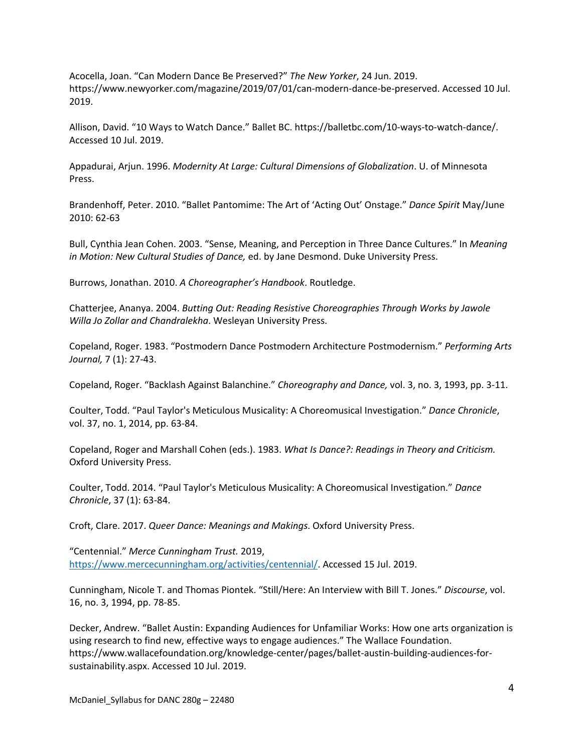Acocella, Joan. “Can Modern Dance Be Preserved?” *The New Yorker*, 24 Jun. 2019. https://www.newyorker.com/magazine/2019/07/01/can-modern-dance-be-preserved. Accessed 10 Jul. 2019.

Allison, David. “10 Ways to Watch Dance.” Ballet BC. https://balletbc.com/10-ways-to-watch-dance/. Accessed 10 Jul. 2019.

Appadurai, Arjun. 1996. *Modernity At Large: Cultural Dimensions of Globalization*. U. of Minnesota Press.

Brandenhoff, Peter. 2010. “Ballet Pantomime: The Art of ‘Acting Out’ Onstage.” *Dance Spirit* May/June 2010: 62-63

Bull, Cynthia Jean Cohen. 2003. “Sense, Meaning, and Perception in Three Dance Cultures.” In *Meaning in Motion: New Cultural Studies of Dance,* ed. by Jane Desmond. Duke University Press.

Burrows, Jonathan. 2010. *A Choreographer’s Handbook*. Routledge.

Chatterjee, Ananya. 2004. *Butting Out: Reading Resistive Choreographies Through Works by Jawole Willa Jo Zollar and Chandralekha*. Wesleyan University Press.

Copeland, Roger. 1983. “Postmodern Dance Postmodern Architecture Postmodernism.” *Performing Arts Journal,* 7 (1): 27-43.

Copeland, Roger. “Backlash Against Balanchine.” *Choreography and Dance,* vol. 3, no. 3, 1993, pp. 3-11.

Coulter, Todd. “Paul Taylor's Meticulous Musicality: A Choreomusical Investigation.” *Dance Chronicle*, vol. 37, no. 1, 2014, pp. 63-84.

Copeland, Roger and Marshall Cohen (eds.). 1983. *What Is Dance?: Readings in Theory and Criticism.* Oxford University Press.

Coulter, Todd. 2014. “Paul Taylor's Meticulous Musicality: A Choreomusical Investigation.” *Dance Chronicle*, 37 (1): 63-84.

Croft, Clare. 2017. *Queer Dance: Meanings and Makings*. Oxford University Press.

“Centennial.” *Merce Cunningham Trust.* 2019, https://www.mercecunningham.org/activities/centennial/. Accessed 15 Jul. 2019.

Cunningham, Nicole T. and Thomas Piontek. “Still/Here: An Interview with Bill T. Jones.” *Discourse*, vol. 16, no. 3, 1994, pp. 78-85.

Decker, Andrew. “Ballet Austin: Expanding Audiences for Unfamiliar Works: How one arts organization is using research to find new, effective ways to engage audiences.” The Wallace Foundation. https://www.wallacefoundation.org/knowledge-center/pages/ballet-austin-building-audiences-for-sustainability.aspx. Accessed 10 Jul. 2019.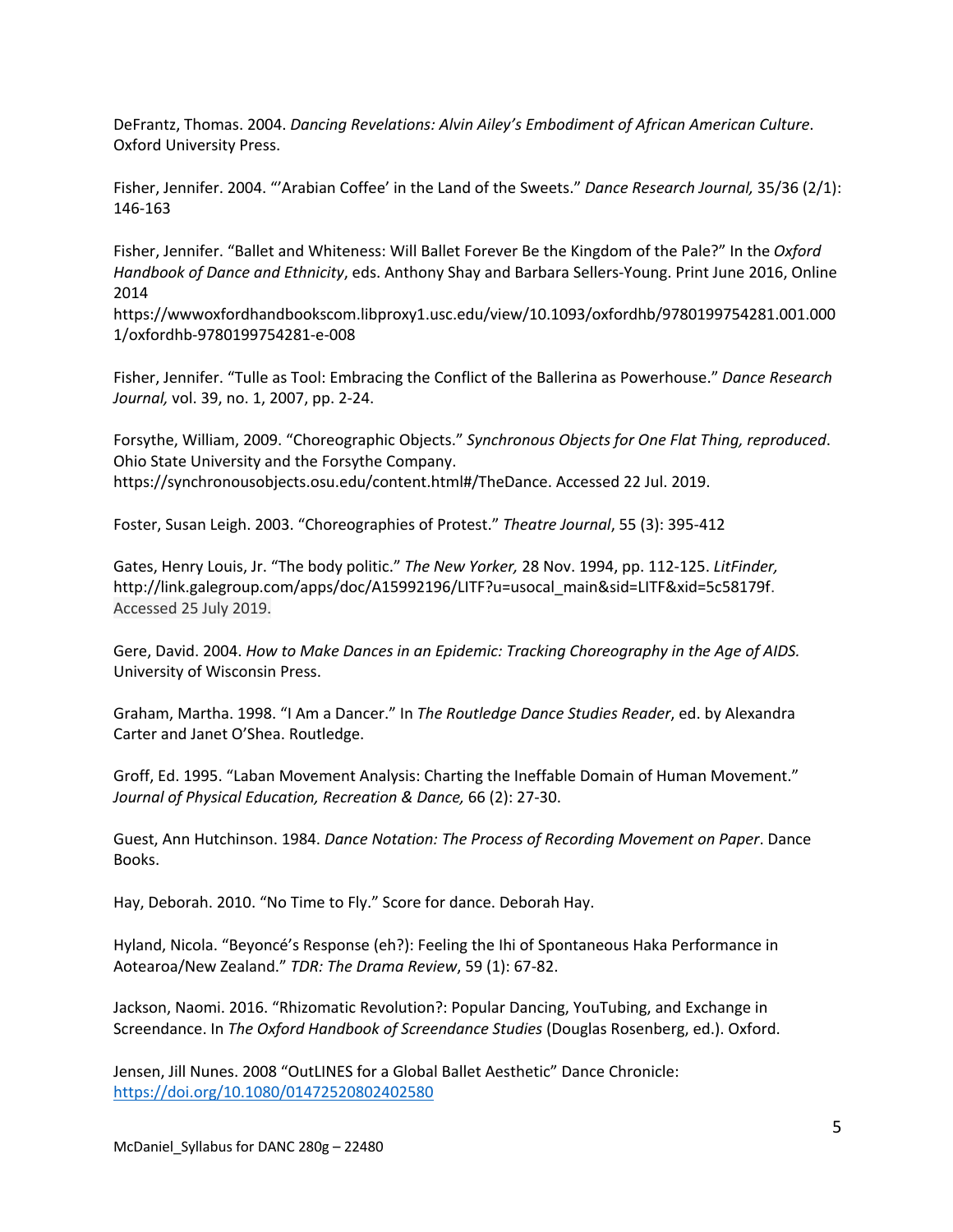DeFrantz, Thomas. 2004. *Dancing Revelations: Alvin Ailey's Embodiment of African American Culture*. Oxford University Press.

Fisher, Jennifer. 2004. "'Arabian Coffee' in the Land of the Sweets." *Dance Research Journal,* 35/36 (2/1): 146-163

Fisher, Jennifer. "Ballet and Whiteness: Will Ballet Forever Be the Kingdom of the Pale?" In the *Oxford Handbook of Dance and Ethnicity*, eds. Anthony Shay and Barbara Sellers-Young. Print June 2016, Online 2014
https://wwwoxfordhandbookscom.libproxy1.usc.edu/view/10.1093/oxfordhb/9780199754281.001.0001/oxfordhb-9780199754281-e-008

Fisher, Jennifer. "Tulle as Tool: Embracing the Conflict of the Ballerina as Powerhouse." *Dance Research Journal,* vol. 39, no. 1, 2007, pp. 2-24.

Forsythe, William, 2009. "Choreographic Objects." *Synchronous Objects for One Flat Thing, reproduced*. Ohio State University and the Forsythe Company.
https://synchronousobjects.osu.edu/content.html#/TheDance. Accessed 22 Jul. 2019.

Foster, Susan Leigh. 2003. "Choreographies of Protest." *Theatre Journal*, 55 (3): 395-412

Gates, Henry Louis, Jr. "The body politic." *The New Yorker,* 28 Nov. 1994, pp. 112-125. *LitFinder,* http://link.galegroup.com/apps/doc/A15992196/LITF?u=usocal_main&sid=LITF&xid=5c58179f. Accessed 25 July 2019.

Gere, David. 2004. *How to Make Dances in an Epidemic: Tracking Choreography in the Age of AIDS.* University of Wisconsin Press.

Graham, Martha. 1998. "I Am a Dancer." In *The Routledge Dance Studies Reader*, ed. by Alexandra Carter and Janet O'Shea. Routledge.

Groff, Ed. 1995. "Laban Movement Analysis: Charting the Ineffable Domain of Human Movement." *Journal of Physical Education, Recreation & Dance,* 66 (2): 27-30.

Guest, Ann Hutchinson. 1984. *Dance Notation: The Process of Recording Movement on Paper*. Dance Books.

Hay, Deborah. 2010. "No Time to Fly." Score for dance. Deborah Hay.

Hyland, Nicola. "Beyoncé's Response (eh?): Feeling the Ihi of Spontaneous Haka Performance in Aotearoa/New Zealand." *TDR: The Drama Review*, 59 (1): 67-82.

Jackson, Naomi. 2016. "Rhizomatic Revolution?: Popular Dancing, YouTubing, and Exchange in Screendance. In *The Oxford Handbook of Screendance Studies* (Douglas Rosenberg, ed.). Oxford.

Jensen, Jill Nunes. 2008 "OutLINES for a Global Ballet Aesthetic" Dance Chronicle: https://doi.org/10.1080/01472520802402580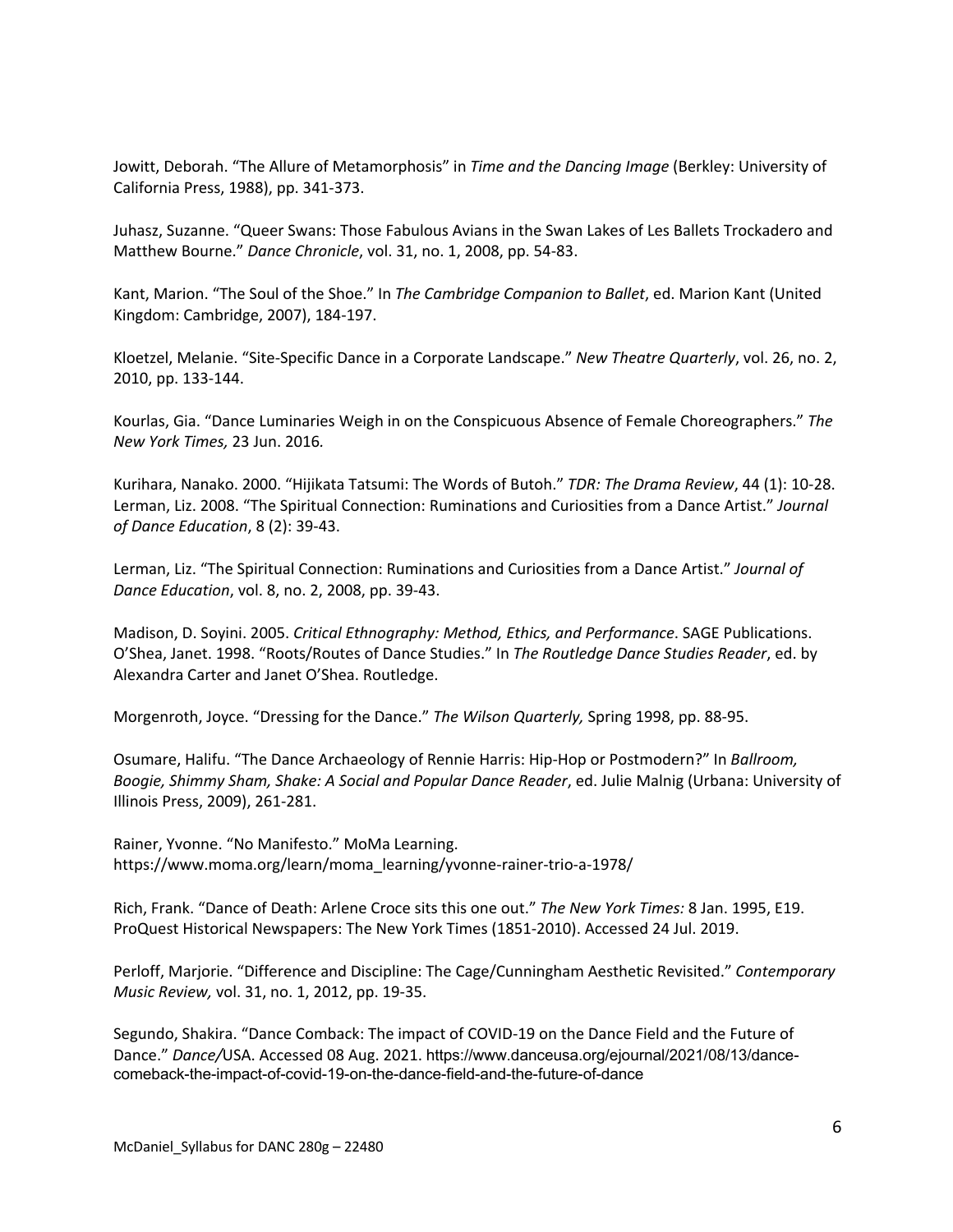Jowitt, Deborah. “The Allure of Metamorphosis” in *Time and the Dancing Image* (Berkley: University of California Press, 1988), pp. 341-373.

Juhasz, Suzanne. “Queer Swans: Those Fabulous Avians in the Swan Lakes of Les Ballets Trockadero and Matthew Bourne.” *Dance Chronicle*, vol. 31, no. 1, 2008, pp. 54-83.

Kant, Marion. “The Soul of the Shoe.” In *The Cambridge Companion to Ballet*, ed. Marion Kant (United Kingdom: Cambridge, 2007), 184-197.

Kloetzel, Melanie. “Site-Specific Dance in a Corporate Landscape.” *New Theatre Quarterly*, vol. 26, no. 2, 2010, pp. 133-144.

Kourlas, Gia. “Dance Luminaries Weigh in on the Conspicuous Absence of Female Choreographers.” *The New York Times,* 23 Jun. 2016.

Kurihara, Nanako. 2000. “Hijikata Tatsumi: The Words of Butoh.” *TDR: The Drama Review*, 44 (1): 10-28.
Lerman, Liz. 2008. “The Spiritual Connection: Ruminations and Curiosities from a Dance Artist.” *Journal of Dance Education*, 8 (2): 39-43.

Lerman, Liz. “The Spiritual Connection: Ruminations and Curiosities from a Dance Artist.” *Journal of Dance Education*, vol. 8, no. 2, 2008, pp. 39-43.

Madison, D. Soyini. 2005. *Critical Ethnography: Method, Ethics, and Performance*. SAGE Publications.
O’Shea, Janet. 1998. “Roots/Routes of Dance Studies.” In *The Routledge Dance Studies Reader*, ed. by Alexandra Carter and Janet O’Shea. Routledge.

Morgenroth, Joyce. “Dressing for the Dance.” *The Wilson Quarterly,* Spring 1998, pp. 88-95.

Osumare, Halifu. “The Dance Archaeology of Rennie Harris: Hip-Hop or Postmodern?” In *Ballroom, Boogie, Shimmy Sham, Shake: A Social and Popular Dance Reader*, ed. Julie Malnig (Urbana: University of Illinois Press, 2009), 261-281.

Rainer, Yvonne. “No Manifesto.” MoMa Learning.
https://www.moma.org/learn/moma_learning/yvonne-rainer-trio-a-1978/

Rich, Frank. “Dance of Death: Arlene Croce sits this one out.” *The New York Times:* 8 Jan. 1995, E19. ProQuest Historical Newspapers: The New York Times (1851-2010). Accessed 24 Jul. 2019.

Perloff, Marjorie. “Difference and Discipline: The Cage/Cunningham Aesthetic Revisited.” *Contemporary Music Review,* vol. 31, no. 1, 2012, pp. 19-35.

Segundo, Shakira. “Dance Comback: The impact of COVID-19 on the Dance Field and the Future of Dance.” *Dance/*USA. Accessed 08 Aug. 2021. https://www.danceusa.org/ejournal/2021/08/13/dance-comeback-the-impact-of-covid-19-on-the-dance-field-and-the-future-of-dance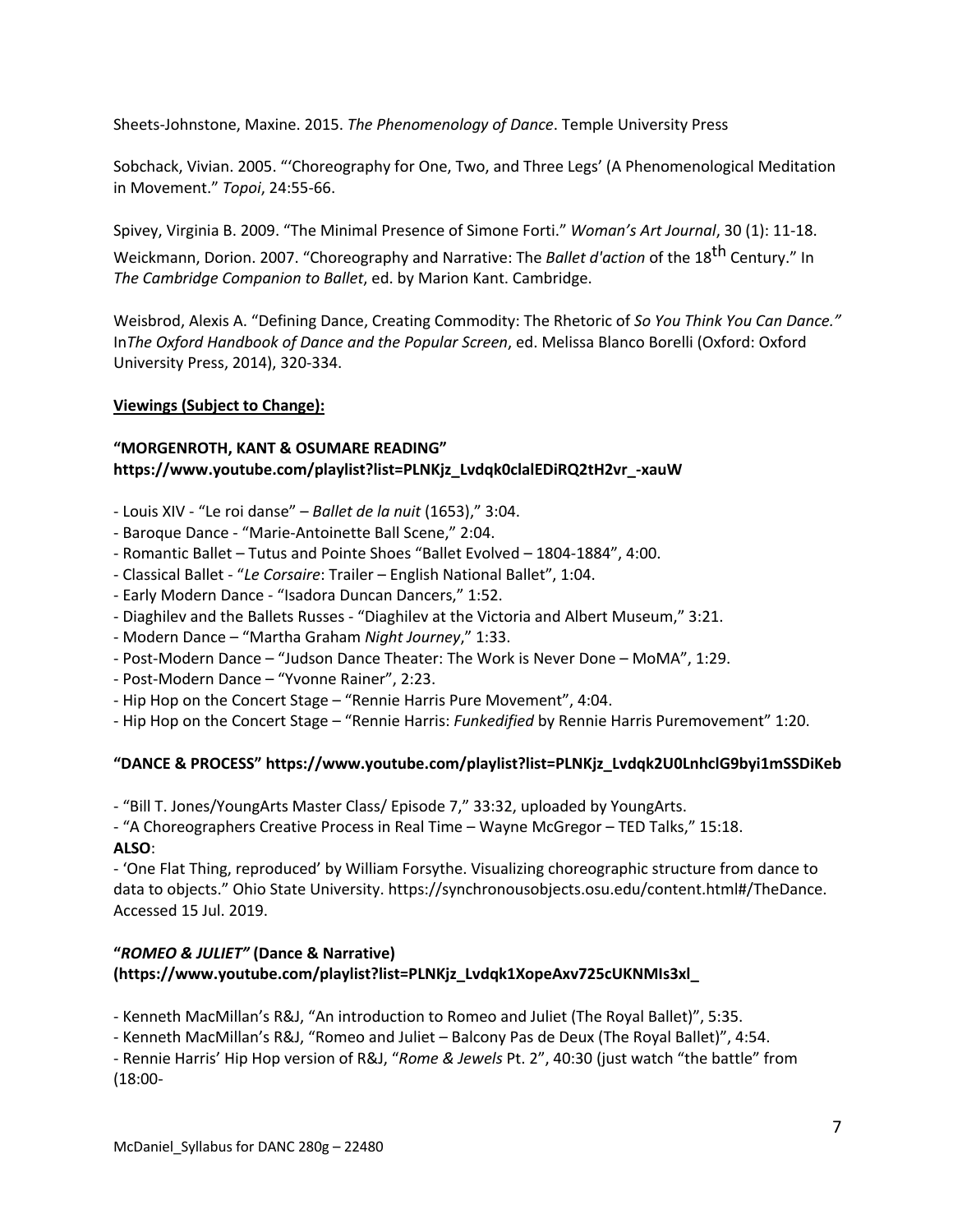Sheets-Johnstone, Maxine. 2015. *The Phenomenology of Dance*. Temple University Press

Sobchack, Vivian. 2005. "'Choreography for One, Two, and Three Legs' (A Phenomenological Meditation in Movement." *Topoi*, 24:55-66.

Spivey, Virginia B. 2009. "The Minimal Presence of Simone Forti." *Woman's Art Journal*, 30 (1): 11-18.

Weickmann, Dorion. 2007. "Choreography and Narrative: The *Ballet d'action* of the 18th Century." In *The Cambridge Companion to Ballet*, ed. by Marion Kant. Cambridge.

Weisbrod, Alexis A. "Defining Dance, Creating Commodity: The Rhetoric of *So You Think You Can Dance."* In*The Oxford Handbook of Dance and the Popular Screen*, ed. Melissa Blanco Borelli (Oxford: Oxford University Press, 2014), 320-334.

**Viewings (Subject to Change):**

**"MORGENROTH, KANT & OSUMARE READING" https://www.youtube.com/playlist?list=PLNKjz_Lvdqk0clalEDiRQ2tH2vr_-xauW**

- Louis XIV - "Le roi danse" – *Ballet de la nuit* (1653)," 3:04.
- Baroque Dance - "Marie-Antoinette Ball Scene," 2:04.
- Romantic Ballet – Tutus and Pointe Shoes "Ballet Evolved – 1804-1884", 4:00.
- Classical Ballet - "*Le Corsaire*: Trailer – English National Ballet", 1:04.
- Early Modern Dance - "Isadora Duncan Dancers," 1:52.
- Diaghilev and the Ballets Russes - "Diaghilev at the Victoria and Albert Museum," 3:21.
- Modern Dance – "Martha Graham *Night Journey*," 1:33.
- Post-Modern Dance – "Judson Dance Theater: The Work is Never Done – MoMA", 1:29.
- Post-Modern Dance – "Yvonne Rainer", 2:23.
- Hip Hop on the Concert Stage – "Rennie Harris Pure Movement", 4:04.
- Hip Hop on the Concert Stage – "Rennie Harris: *Funkedified* by Rennie Harris Puremovement" 1:20.

**"DANCE & PROCESS" https://www.youtube.com/playlist?list=PLNKjz_Lvdqk2U0LnhclG9byi1mSSDiKeb**

- "Bill T. Jones/YoungArts Master Class/ Episode 7," 33:32, uploaded by YoungArts.
- "A Choreographers Creative Process in Real Time – Wayne McGregor – TED Talks," 15:18.

**ALSO**:

- 'One Flat Thing, reproduced' by William Forsythe. Visualizing choreographic structure from dance to data to objects." Ohio State University. https://synchronousobjects.osu.edu/content.html#/TheDance. Accessed 15 Jul. 2019.

**"*ROMEO & JULIET*" (Dance & Narrative) (https://www.youtube.com/playlist?list=PLNKjz_Lvdqk1XopeAxv725cUKNMIs3xl_**

- Kenneth MacMillan's R&J, "An introduction to Romeo and Juliet (The Royal Ballet)", 5:35.
- Kenneth MacMillan's R&J, "Romeo and Juliet – Balcony Pas de Deux (The Royal Ballet)", 4:54.
- Rennie Harris' Hip Hop version of R&J, "*Rome & Jewels* Pt. 2", 40:30 (just watch "the battle" from (18:00-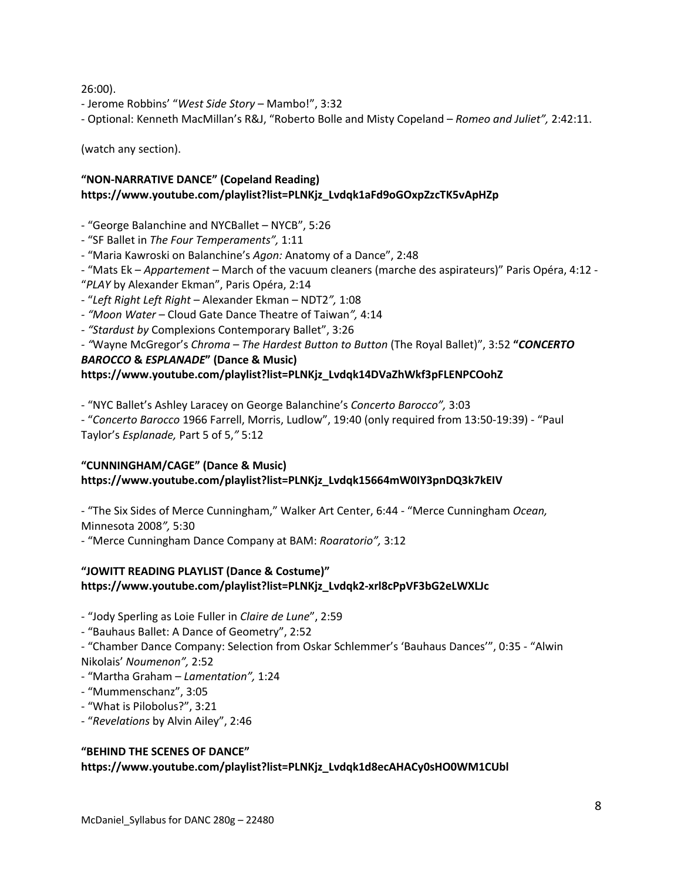26:00).

- Jerome Robbins' "*West Side Story* – Mambo!", 3:32
- Optional: Kenneth MacMillan's R&J, "Roberto Bolle and Misty Copeland – *Romeo and Juliet",* 2:42:11.

(watch any section).

**"NON-NARRATIVE DANCE" (Copeland Reading)**
**https://www.youtube.com/playlist?list=PLNKjz_Lvdqk1aFd9oGOxpZzcTK5vApHZp**

- "George Balanchine and NYCBallet – NYCB", 5:26
- "SF Ballet in *The Four Temperaments",* 1:11
- "Maria Kawroski on Balanchine's *Agon:* Anatomy of a Dance", 2:48
- "Mats Ek – *Appartement* – March of the vacuum cleaners (marche des aspirateurs)" Paris Opéra, 4:12 - "*PLAY* by Alexander Ekman", Paris Opéra, 2:14
- "*Left Right Left Right* – Alexander Ekman – NDT2*",* 1:08
- *"Moon Water* – Cloud Gate Dance Theatre of Taiwan*",* 4:14
- *"Stardust by* Complexions Contemporary Ballet", 3:26
- *"*Wayne McGregor's *Chroma – The Hardest Button to Button* (The Royal Ballet)", 3:52 **"*CONCERTO BAROCCO* & *ESPLANADE*" (Dance & Music)**
**https://www.youtube.com/playlist?list=PLNKjz_Lvdqk14DVaZhWkf3pFLENPCOohZ**

- "NYC Ballet's Ashley Laracey on George Balanchine's *Concerto Barocco",* 3:03
- "*Concerto Barocco* 1966 Farrell, Morris, Ludlow", 19:40 (only required from 13:50-19:39) - "Paul Taylor's *Esplanade,* Part 5 of 5,*"* 5:12

**"CUNNINGHAM/CAGE" (Dance & Music)**
**https://www.youtube.com/playlist?list=PLNKjz_Lvdqk15664mW0IY3pnDQ3k7kEIV**

- "The Six Sides of Merce Cunningham," Walker Art Center, 6:44 - "Merce Cunningham *Ocean,* Minnesota 2008*",* 5:30
- "Merce Cunningham Dance Company at BAM: *Roaratorio",* 3:12

**"JOWITT READING PLAYLIST (Dance & Costume)"**
**https://www.youtube.com/playlist?list=PLNKjz_Lvdqk2-xrl8cPpVF3bG2eLWXLJc**

- "Jody Sperling as Loie Fuller in *Claire de Lune*", 2:59
- "Bauhaus Ballet: A Dance of Geometry", 2:52
- "Chamber Dance Company: Selection from Oskar Schlemmer's 'Bauhaus Dances'", 0:35 - "Alwin Nikolais' *Noumenon",* 2:52
- "Martha Graham – *Lamentation",* 1:24
- "Mummenschanz", 3:05
- "What is Pilobolus?", 3:21
- "*Revelations* by Alvin Ailey", 2:46

**"BEHIND THE SCENES OF DANCE"**
**https://www.youtube.com/playlist?list=PLNKjz_Lvdqk1d8ecAHACy0sHO0WM1CUbl**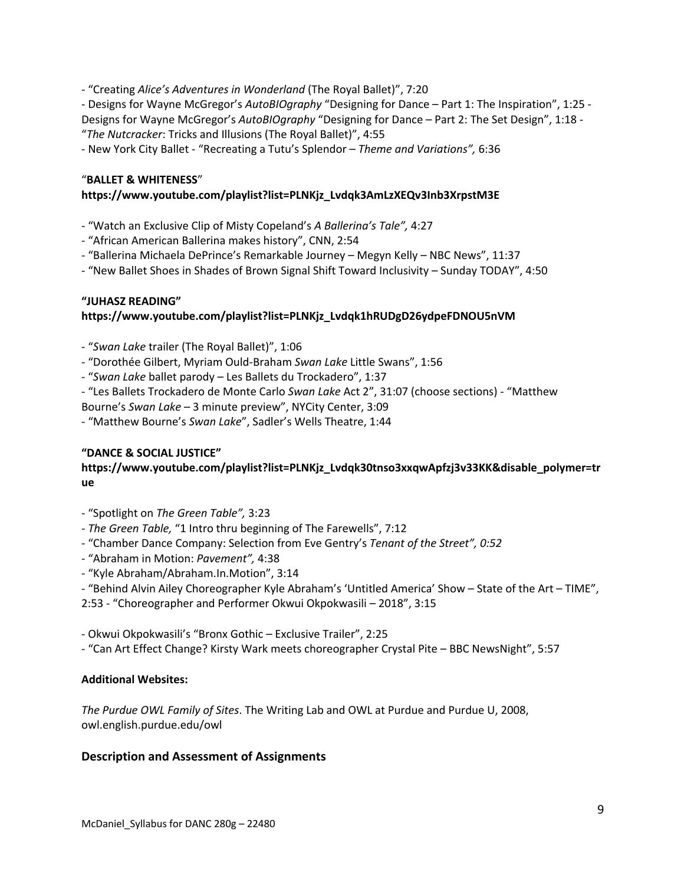- "Creating *Alice's Adventures in Wonderland* (The Royal Ballet)", 7:20
- Designs for Wayne McGregor's *AutoBIOgraphy* "Designing for Dance – Part 1: The Inspiration", 1:25 - Designs for Wayne McGregor's *AutoBIOgraphy* "Designing for Dance – Part 2: The Set Design", 1:18 - "*The Nutcracker*: Tricks and Illusions (The Royal Ballet)", 4:55
- New York City Ballet - "Recreating a Tutu's Splendor – *Theme and Variations",* 6:36

"**BALLET & WHITENESS**"
**https://www.youtube.com/playlist?list=PLNKjz_Lvdqk3AmLzXEQv3Inb3XrpstM3E**

- "Watch an Exclusive Clip of Misty Copeland's *A Ballerina's Tale",* 4:27
- "African American Ballerina makes history", CNN, 2:54
- "Ballerina Michaela DePrince's Remarkable Journey – Megyn Kelly – NBC News", 11:37
- "New Ballet Shoes in Shades of Brown Signal Shift Toward Inclusivity – Sunday TODAY", 4:50

**"JUHASZ READING"**
**https://www.youtube.com/playlist?list=PLNKjz_Lvdqk1hRUDgD26ydpeFDNOU5nVM**

- "*Swan Lake* trailer (The Royal Ballet)", 1:06
- "Dorothée Gilbert, Myriam Ould-Braham *Swan Lake* Little Swans", 1:56
- "*Swan Lake* ballet parody – Les Ballets du Trockadero", 1:37
- "Les Ballets Trockadero de Monte Carlo *Swan Lake* Act 2", 31:07 (choose sections) - "Matthew Bourne's *Swan Lake* – 3 minute preview", NYCity Center, 3:09
- "Matthew Bourne's *Swan Lake*", Sadler's Wells Theatre, 1:44

**"DANCE & SOCIAL JUSTICE"**
**https://www.youtube.com/playlist?list=PLNKjz_Lvdqk30tnso3xxqwApfzj3v33KK&disable_polymer=true**

- "Spotlight on *The Green Table",* 3:23
- *The Green Table,* "1 Intro thru beginning of The Farewells", 7:12
- "Chamber Dance Company: Selection from Eve Gentry's *Tenant of the Street", 0:52*
- "Abraham in Motion: *Pavement",* 4:38
- "Kyle Abraham/Abraham.In.Motion", 3:14
- "Behind Alvin Ailey Choreographer Kyle Abraham's 'Untitled America' Show – State of the Art – TIME", 2:53 - "Choreographer and Performer Okwui Okpokwasili – 2018", 3:15

- Okwui Okpokwasili's "Bronx Gothic – Exclusive Trailer", 2:25
- "Can Art Effect Change? Kirsty Wark meets choreographer Crystal Pite – BBC NewsNight", 5:57

**Additional Websites:**

*The Purdue OWL Family of Sites*. The Writing Lab and OWL at Purdue and Purdue U, 2008, owl.english.purdue.edu/owl

## Description and Assessment of Assignments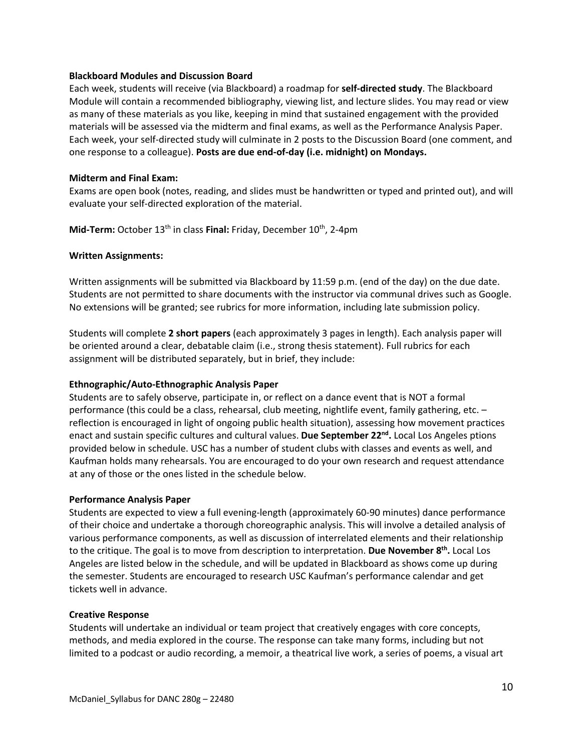**Blackboard Modules and Discussion Board**

Each week, students will receive (via Blackboard) a roadmap for **self-directed study**. The Blackboard Module will contain a recommended bibliography, viewing list, and lecture slides. You may read or view as many of these materials as you like, keeping in mind that sustained engagement with the provided materials will be assessed via the midterm and final exams, as well as the Performance Analysis Paper. Each week, your self-directed study will culminate in 2 posts to the Discussion Board (one comment, and one response to a colleague). **Posts are due end-of-day (i.e. midnight) on Mondays.**

**Midterm and Final Exam:**

Exams are open book (notes, reading, and slides must be handwritten or typed and printed out), and will evaluate your self-directed exploration of the material.

**Mid-Term:** October 13th in class **Final:** Friday, December 10th, 2-4pm

**Written Assignments:**

Written assignments will be submitted via Blackboard by 11:59 p.m. (end of the day) on the due date. Students are not permitted to share documents with the instructor via communal drives such as Google. No extensions will be granted; see rubrics for more information, including late submission policy.

Students will complete **2 short papers** (each approximately 3 pages in length). Each analysis paper will be oriented around a clear, debatable claim (i.e., strong thesis statement). Full rubrics for each assignment will be distributed separately, but in brief, they include:

**Ethnographic/Auto-Ethnographic Analysis Paper**

Students are to safely observe, participate in, or reflect on a dance event that is NOT a formal performance (this could be a class, rehearsal, club meeting, nightlife event, family gathering, etc. – reflection is encouraged in light of ongoing public health situation), assessing how movement practices enact and sustain specific cultures and cultural values. **Due September 22nd.** Local Los Angeles ptions provided below in schedule. USC has a number of student clubs with classes and events as well, and Kaufman holds many rehearsals. You are encouraged to do your own research and request attendance at any of those or the ones listed in the schedule below.

**Performance Analysis Paper**

Students are expected to view a full evening-length (approximately 60-90 minutes) dance performance of their choice and undertake a thorough choreographic analysis. This will involve a detailed analysis of various performance components, as well as discussion of interrelated elements and their relationship to the critique. The goal is to move from description to interpretation. **Due November 8th.** Local Los Angeles are listed below in the schedule, and will be updated in Blackboard as shows come up during the semester. Students are encouraged to research USC Kaufman's performance calendar and get tickets well in advance.

**Creative Response**

Students will undertake an individual or team project that creatively engages with core concepts, methods, and media explored in the course. The response can take many forms, including but not limited to a podcast or audio recording, a memoir, a theatrical live work, a series of poems, a visual art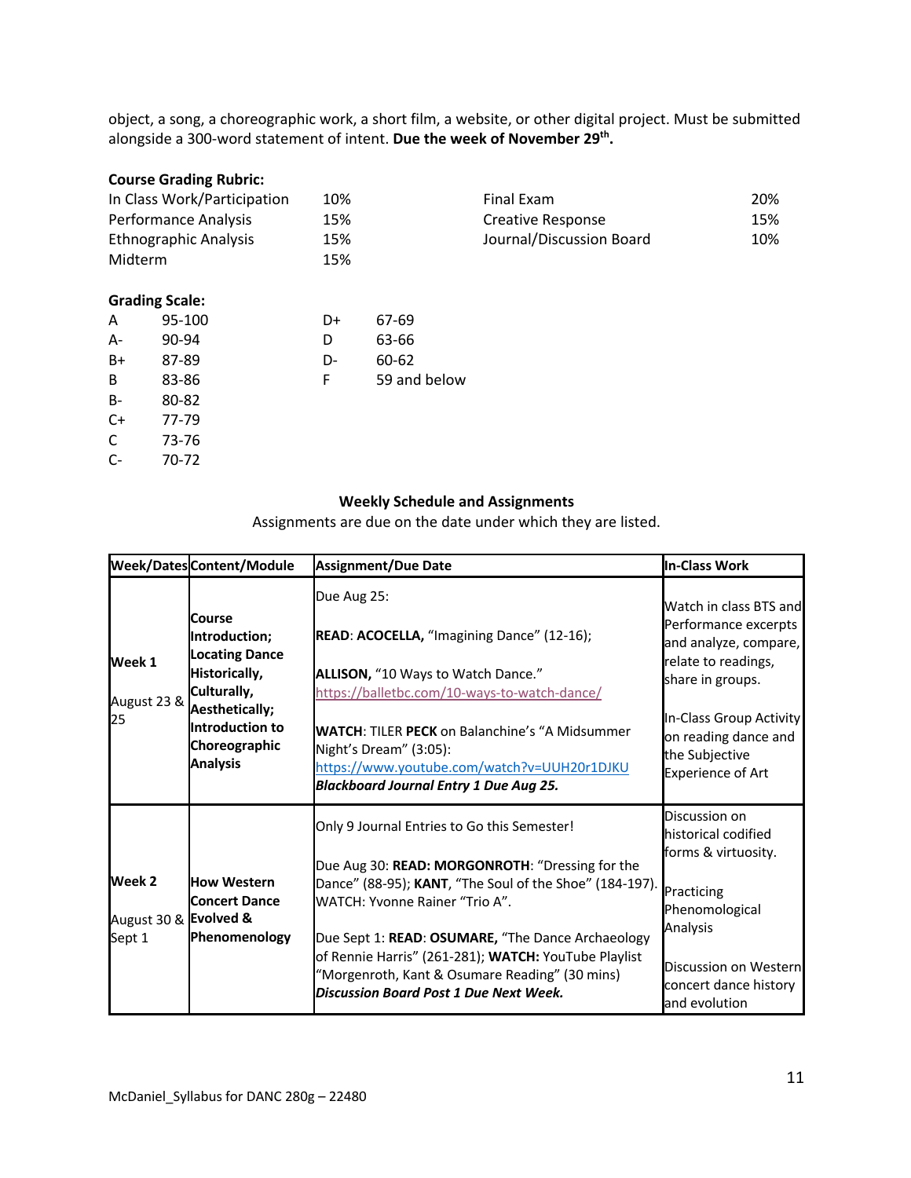object, a song, a choreographic work, a short film, a website, or other digital project. Must be submitted alongside a 300-word statement of intent. **Due the week of November 29th.**

**Course Grading Rubric:**

| | | | |
|---|---|---|---|
| In Class Work/Participation | 10% | Final Exam | 20% |
| Performance Analysis | 15% | Creative Response | 15% |
| Ethnographic Analysis | 15% | Journal/Discussion Board | 10% |
| Midterm | 15% | | |

**Grading Scale:**

| | | | |
|---|---|---|---|
| A | 95-100 | D+ | 67-69 |
| A- | 90-94 | D | 63-66 |
| B+ | 87-89 | D- | 60-62 |
| B | 83-86 | F | 59 and below |
| B- | 80-82 | | |
| C+ | 77-79 | | |
| C | 73-76 | | |
| C- | 70-72 | | |

**Weekly Schedule and Assignments**

Assignments are due on the date under which they are listed.

| Week/Dates | Content/Module | Assignment/Due Date | In-Class Work |
|---|---|---|---|
| **Week 1** August 23 & 25 | **Course Introduction; Locating Dance Historically, Culturally, Aesthetically; Introduction to Choreographic Analysis** | Due Aug 25: **READ**: **ACOCELLA,** "Imagining Dance" (12-16); **ALLISON,** "10 Ways to Watch Dance." https://balletbc.com/10-ways-to-watch-dance/ **WATCH**: TILER **PECK** on Balanchine's "A Midsummer Night's Dream" (3:05): https://www.youtube.com/watch?v=UUH20r1DJKU ***Blackboard Journal Entry 1 Due Aug 25.*** | Watch in class BTS and Performance excerpts and analyze, compare, relate to readings, share in groups. In-Class Group Activity on reading dance and the Subjective Experience of Art |
| **Week 2** August 30 & Sept 1 | **How Western Concert Dance Evolved & Phenomenology** | Only 9 Journal Entries to Go this Semester! Due Aug 30: **READ: MORGONROTH**: "Dressing for the Dance" (88-95); **KANT**, "The Soul of the Shoe" (184-197). WATCH: Yvonne Rainer "Trio A". Due Sept 1: **READ**: **OSUMARE,** "The Dance Archaeology of Rennie Harris" (261-281); **WATCH:** YouTube Playlist "Morgenroth, Kant & Osumare Reading" (30 mins) ***Discussion Board Post 1 Due Next Week.*** | Discussion on historical codified forms & virtuosity. Practicing Phenomological Analysis Discussion on Western concert dance history and evolution |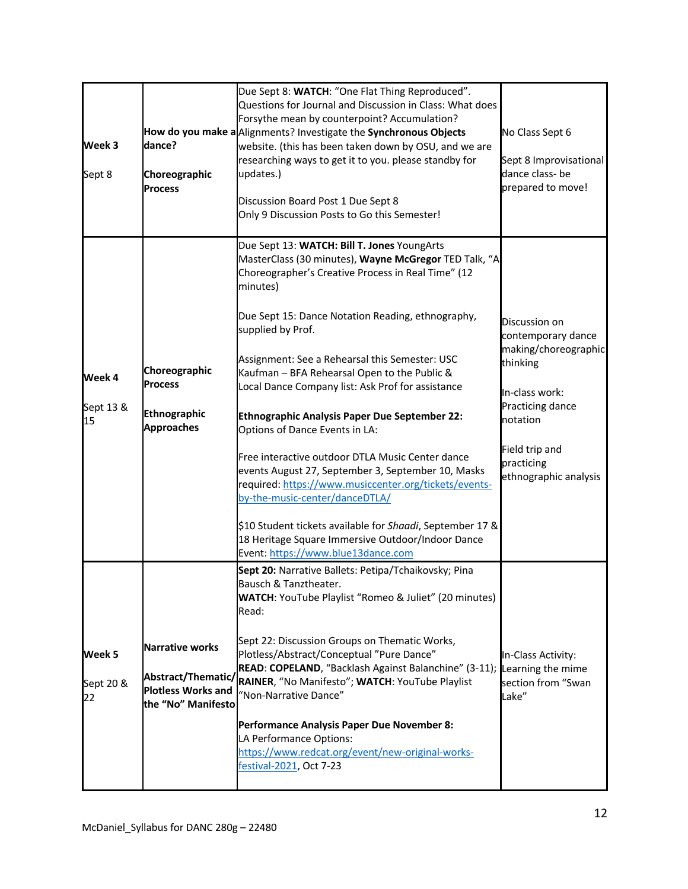| | | | |
|---|---|---|---|
| **Week 3**<br><br>Sept 8 | **How do you make a dance?**<br><br>**Choreographic Process** | Due Sept 8: **WATCH**: "One Flat Thing Reproduced". Questions for Journal and Discussion in Class: What does Forsythe mean by counterpoint? Accumulation? Alignments? Investigate the **Synchronous Objects** website. (this has been taken down by OSU, and we are researching ways to get it to you. please standby for updates.)<br><br>Discussion Board Post 1 Due Sept 8<br>Only 9 Discussion Posts to Go this Semester! | No Class Sept 6<br><br>Sept 8 Improvisational dance class- be prepared to move! |
| **Week 4**<br><br>Sept 13 & 15 | **Choreographic Process**<br><br>**Ethnographic Approaches** | Due Sept 13: **WATCH: Bill T. Jones** YoungArts MasterClass (30 minutes), **Wayne McGregor** TED Talk, "A Choreographer's Creative Process in Real Time" (12 minutes)<br><br>Due Sept 15: Dance Notation Reading, ethnography, supplied by Prof.<br><br>Assignment: See a Rehearsal this Semester: USC Kaufman – BFA Rehearsal Open to the Public & Local Dance Company list: Ask Prof for assistance<br><br>**Ethnographic Analysis Paper Due September 22:** Options of Dance Events in LA:<br><br>Free interactive outdoor DTLA Music Center dance events August 27, September 3, September 10, Masks required: https://www.musiccenter.org/tickets/events-by-the-music-center/danceDTLA/<br><br>$10 Student tickets available for *Shaadi*, September 17 & 18 Heritage Square Immersive Outdoor/Indoor Dance Event: https://www.blue13dance.com | Discussion on contemporary dance making/choreographic thinking<br><br>In-class work: Practicing dance notation<br><br>Field trip and practicing ethnographic analysis |
| **Week 5**<br><br>Sept 20 & 22 | **Narrative works**<br><br>**Abstract/Thematic/ Plotless Works and the "No" Manifesto** | **Sept 20:** Narrative Ballets: Petipa/Tchaikovsky; Pina Bausch & Tanztheater.<br>**WATCH**: YouTube Playlist "Romeo & Juliet" (20 minutes)<br>Read:<br><br>Sept 22: Discussion Groups on Thematic Works, Plotless/Abstract/Conceptual "Pure Dance"<br>**READ**: **COPELAND**, "Backlash Against Balanchine" (3-11); **RAINER**, "No Manifesto"; **WATCH**: YouTube Playlist "Non-Narrative Dance"<br><br>**Performance Analysis Paper Due November 8:** LA Performance Options: https://www.redcat.org/event/new-original-works-festival-2021, Oct 7-23 | In-Class Activity: Learning the mime section from "Swan Lake" |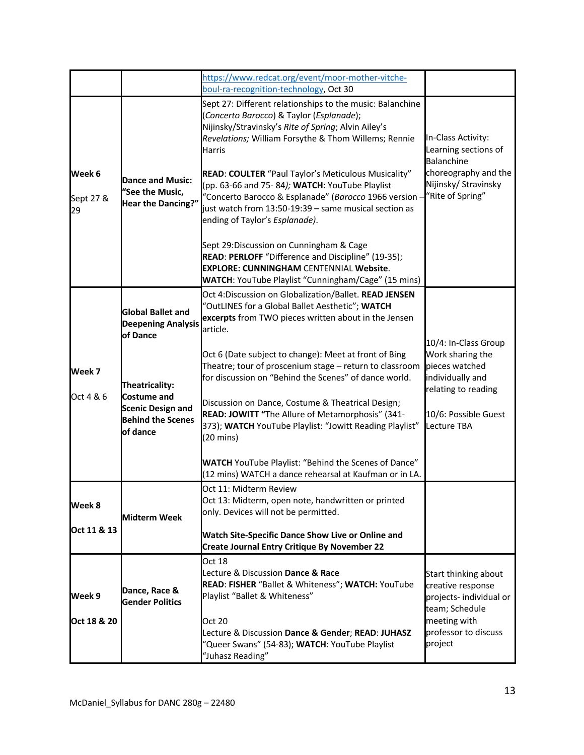| | | | |
|---|---|---|---|
| | | [https://www.redcat.org/event/moor-mother-vitche-boul-ra-recognition-technology](https://www.redcat.org/event/moor-mother-vitche-boul-ra-recognition-technology), Oct 30 | |
| **Week 6**<br><br>Sept 27 & 29 | **Dance and Music: "See the Music, Hear the Dancing?"** | Sept 27: Different relationships to the music: Balanchine (*Concerto Barocco*) & Taylor (*Esplanade*); Nijinsky/Stravinsky's *Rite of Spring*; Alvin Ailey's *Revelations;* William Forsythe & Thom Willems; Rennie Harris<br><br>**READ**: **COULTER** "Paul Taylor's Meticulous Musicality" (pp. 63-66 and 75- 84*);* **WATCH**: YouTube Playlist "Concerto Barocco & Esplanade" (*Barocco* 1966 version – just watch from 13:50-19:39 – same musical section as ending of Taylor's *Esplanade)*.<br><br>Sept 29:Discussion on Cunningham & Cage<br>**READ**: **PERLOFF** "Difference and Discipline" (19-35);<br>**EXPLORE: CUNNINGHAM** CENTENNIAL **Website**.<br>**WATCH**: YouTube Playlist "Cunningham/Cage" (15 mins) | In-Class Activity: Learning sections of Balanchine choreography and the Nijinsky/ Stravinsky "Rite of Spring" |
| **Week 7**<br><br>Oct 4 & 6 | **Global Ballet and Deepening Analysis of Dance**<br><br>**Theatricality: Costume and Scenic Design and Behind the Scenes of dance** | Oct 4:Discussion on Globalization/Ballet. **READ JENSEN** "OutLINES for a Global Ballet Aesthetic"; **WATCH excerpts** from TWO pieces written about in the Jensen article.<br><br>Oct 6 (Date subject to change): Meet at front of Bing Theatre; tour of proscenium stage – return to classroom for discussion on "Behind the Scenes" of dance world.<br><br>Discussion on Dance, Costume & Theatrical Design;<br>**READ: JOWITT "**The Allure of Metamorphosis" (341-373); **WATCH** YouTube Playlist: "Jowitt Reading Playlist" (20 mins)<br><br>**WATCH** YouTube Playlist: "Behind the Scenes of Dance" (12 mins) WATCH a dance rehearsal at Kaufman or in LA. | 10/4: In-Class Group Work sharing the pieces watched individually and relating to reading<br><br>10/6: Possible Guest Lecture TBA |
| **Week 8**<br><br>**Oct 11 & 13** | **Midterm Week** | Oct 11: Midterm Review<br>Oct 13: Midterm, open note, handwritten or printed only. Devices will not be permitted.<br><br>**Watch Site-Specific Dance Show Live or Online and Create Journal Entry Critique By November 22** | |
| **Week 9**<br><br>**Oct 18 & 20** | **Dance, Race & Gender Politics** | Oct 18<br>Lecture & Discussion **Dance & Race**<br>**READ**: **FISHER** "Ballet & Whiteness"; **WATCH:** YouTube Playlist "Ballet & Whiteness"<br><br>Oct 20<br>Lecture & Discussion **Dance & Gender**; **READ**: **JUHASZ** "Queer Swans" (54-83); **WATCH**: YouTube Playlist "Juhasz Reading" | Start thinking about creative response projects- individual or team; Schedule meeting with professor to discuss project |

McDaniel_Syllabus for DANC 280g – 22480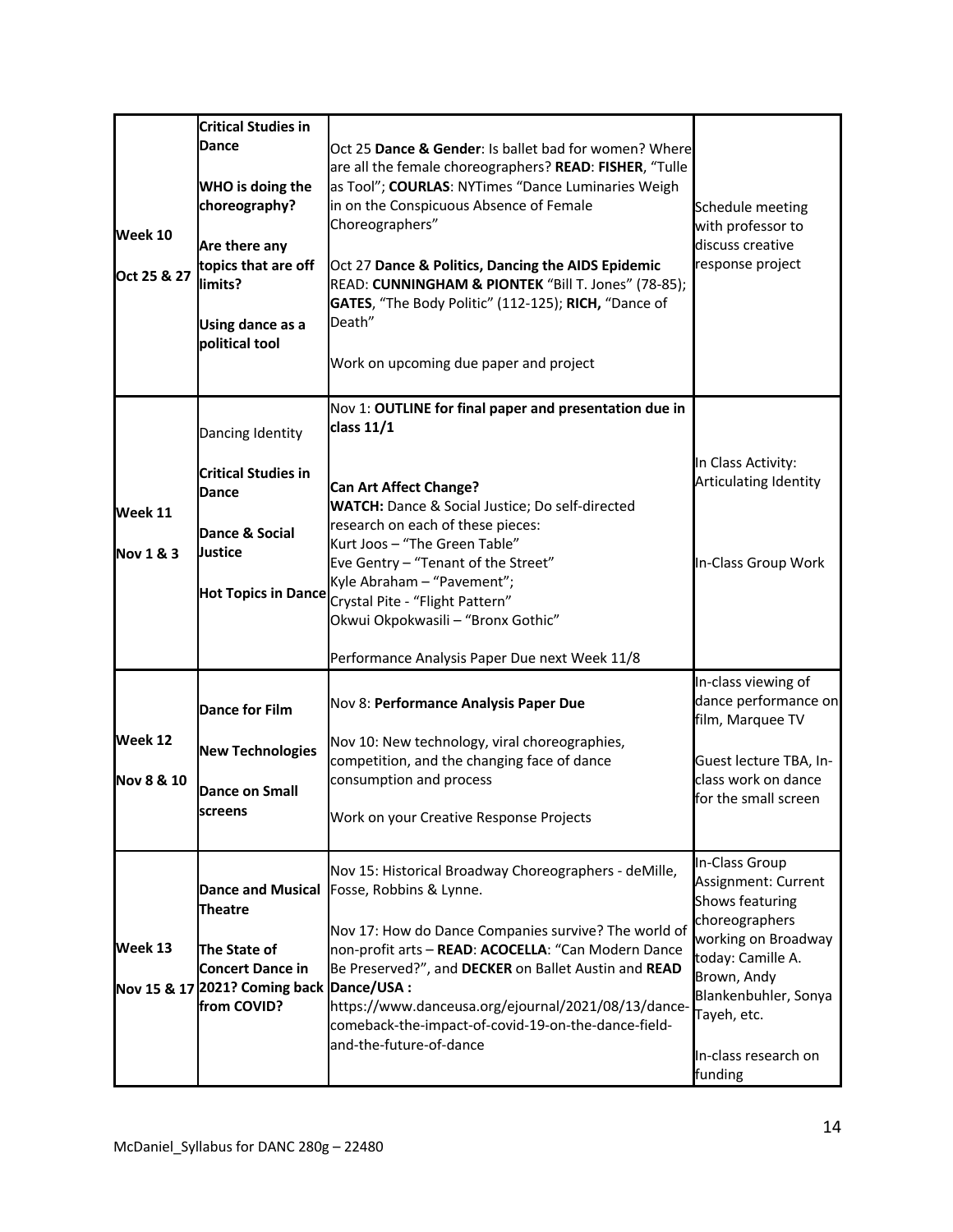| | | | |
|---|---|---|---|
| **Week 10**<br><br>**Oct 25 & 27** | **Critical Studies in Dance**<br><br>**WHO is doing the choreography?**<br><br>**Are there any topics that are off limits?**<br><br>**Using dance as a political tool** | Oct 25 **Dance & Gender**: Is ballet bad for women? Where are all the female choreographers? **READ**: **FISHER**, "Tulle as Tool"; **COURLAS**: NYTimes "Dance Luminaries Weigh in on the Conspicuous Absence of Female Choreographers"<br><br>Oct 27 **Dance & Politics, Dancing the AIDS Epidemic** READ: **CUNNINGHAM & PIONTEK** "Bill T. Jones" (78-85); **GATES**, "The Body Politic" (112-125); **RICH,** "Dance of Death"<br><br>Work on upcoming due paper and project | Schedule meeting with professor to discuss creative response project |
| **Week 11**<br><br>**Nov 1 & 3** | Dancing Identity<br><br>**Critical Studies in Dance**<br><br>**Dance & Social Justice**<br><br>**Hot Topics in Dance** | Nov 1: **OUTLINE for final paper and presentation due in class 11/1**<br><br>**Can Art Affect Change?**<br>**WATCH:** Dance & Social Justice; Do self-directed research on each of these pieces:<br>Kurt Joos – "The Green Table"<br>Eve Gentry – "Tenant of the Street"<br>Kyle Abraham – "Pavement";<br>Crystal Pite - "Flight Pattern"<br>Okwui Okpokwasili – "Bronx Gothic"<br><br>Performance Analysis Paper Due next Week 11/8 | In Class Activity: Articulating Identity<br><br>In-Class Group Work |
| **Week 12**<br><br>**Nov 8 & 10** | **Dance for Film**<br><br>**New Technologies**<br><br>**Dance on Small screens** | Nov 8: **Performance Analysis Paper Due**<br><br>Nov 10: New technology, viral choreographies, competition, and the changing face of dance consumption and process<br><br>Work on your Creative Response Projects | In-class viewing of dance performance on film, Marquee TV<br><br>Guest lecture TBA, In-class work on dance for the small screen |
| **Week 13**<br><br>**Nov 15 & 17** | **Dance and Musical Theatre**<br><br>**The State of Concert Dance in 2021? Coming back from COVID?** | Nov 15: Historical Broadway Choreographers - deMille, Fosse, Robbins & Lynne.<br><br>Nov 17: How do Dance Companies survive? The world of non-profit arts – **READ**: **ACOCELLA**: "Can Modern Dance Be Preserved?", and **DECKER** on Ballet Austin and **READ Dance/USA :** https://www.danceusa.org/ejournal/2021/08/13/dance-comeback-the-impact-of-covid-19-on-the-dance-field-and-the-future-of-dance | In-Class Group Assignment: Current Shows featuring choreographers working on Broadway today: Camille A. Brown, Andy Blankenbuhler, Sonya Tayeh, etc.<br><br>In-class research on funding |

McDaniel_Syllabus for DANC 280g – 22480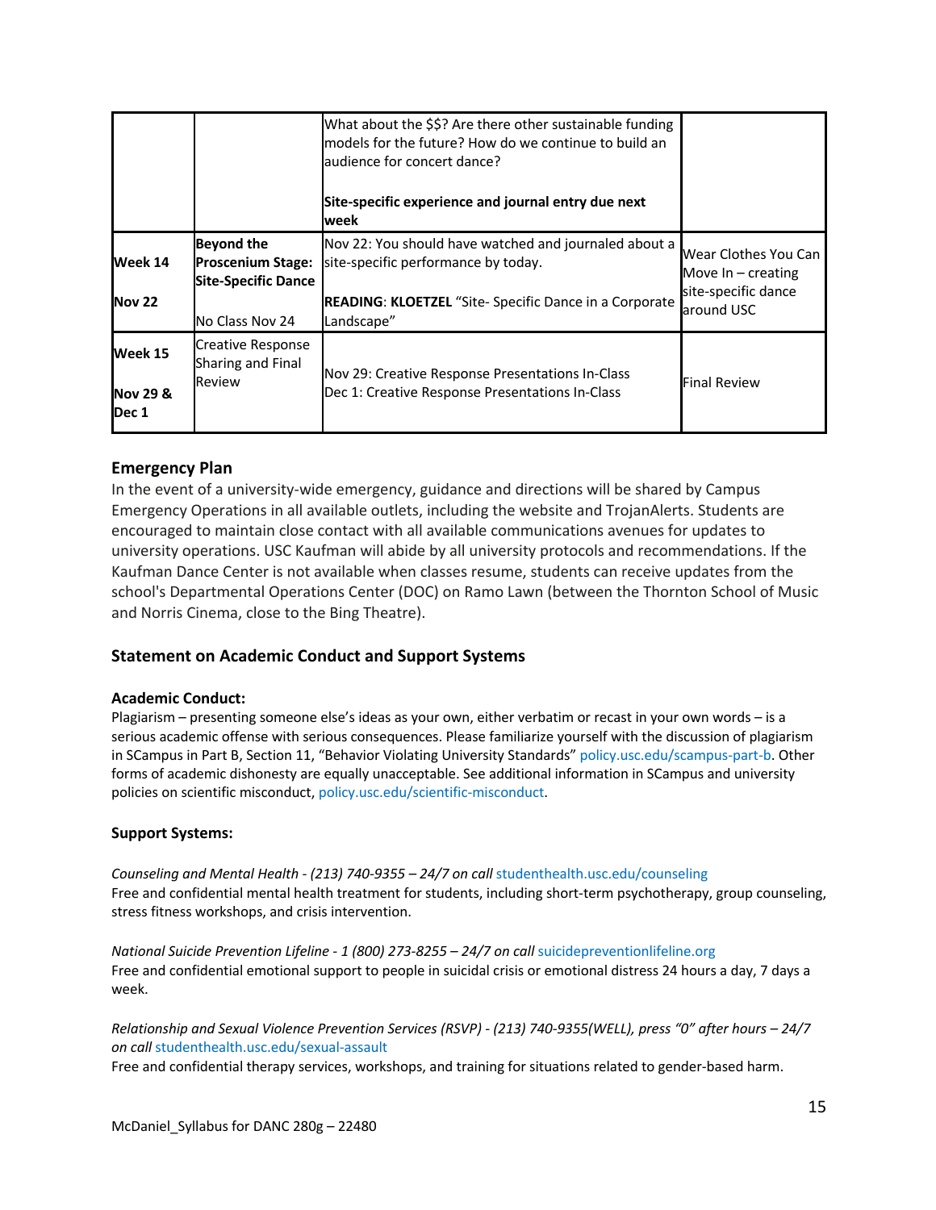| | | | |
|---|---|---|---|
| | | What about the $$? Are there other sustainable funding models for the future? How do we continue to build an audience for concert dance?<br><br>**Site-specific experience and journal entry due next week** | |
| **Week 14**<br><br>**Nov 22** | **Beyond the Proscenium Stage: Site-Specific Dance**<br><br>No Class Nov 24 | Nov 22: You should have watched and journaled about a site-specific performance by today.<br><br>**READING**: **KLOETZEL** "Site- Specific Dance in a Corporate Landscape" | Wear Clothes You Can Move In – creating site-specific dance around USC |
| **Week 15**<br><br>**Nov 29 & Dec 1** | Creative Response Sharing and Final Review | Nov 29: Creative Response Presentations In-Class<br>Dec 1: Creative Response Presentations In-Class | Final Review |

## Emergency Plan

In the event of a university-wide emergency, guidance and directions will be shared by Campus Emergency Operations in all available outlets, including the website and TrojanAlerts. Students are encouraged to maintain close contact with all available communications avenues for updates to university operations. USC Kaufman will abide by all university protocols and recommendations. If the Kaufman Dance Center is not available when classes resume, students can receive updates from the school's Departmental Operations Center (DOC) on Ramo Lawn (between the Thornton School of Music and Norris Cinema, close to the Bing Theatre).

## Statement on Academic Conduct and Support Systems

### Academic Conduct:

Plagiarism – presenting someone else's ideas as your own, either verbatim or recast in your own words – is a serious academic offense with serious consequences. Please familiarize yourself with the discussion of plagiarism in SCampus in Part B, Section 11, "Behavior Violating University Standards" policy.usc.edu/scampus-part-b. Other forms of academic dishonesty are equally unacceptable. See additional information in SCampus and university policies on scientific misconduct, policy.usc.edu/scientific-misconduct.

### Support Systems:

*Counseling and Mental Health - (213) 740-9355 – 24/7 on call* studenthealth.usc.edu/counseling
Free and confidential mental health treatment for students, including short-term psychotherapy, group counseling, stress fitness workshops, and crisis intervention.

*National Suicide Prevention Lifeline - 1 (800) 273-8255 – 24/7 on call* suicidepreventionlifeline.org
Free and confidential emotional support to people in suicidal crisis or emotional distress 24 hours a day, 7 days a week.

*Relationship and Sexual Violence Prevention Services (RSVP) - (213) 740-9355(WELL), press "0" after hours – 24/7 on call* studenthealth.usc.edu/sexual-assault
Free and confidential therapy services, workshops, and training for situations related to gender-based harm.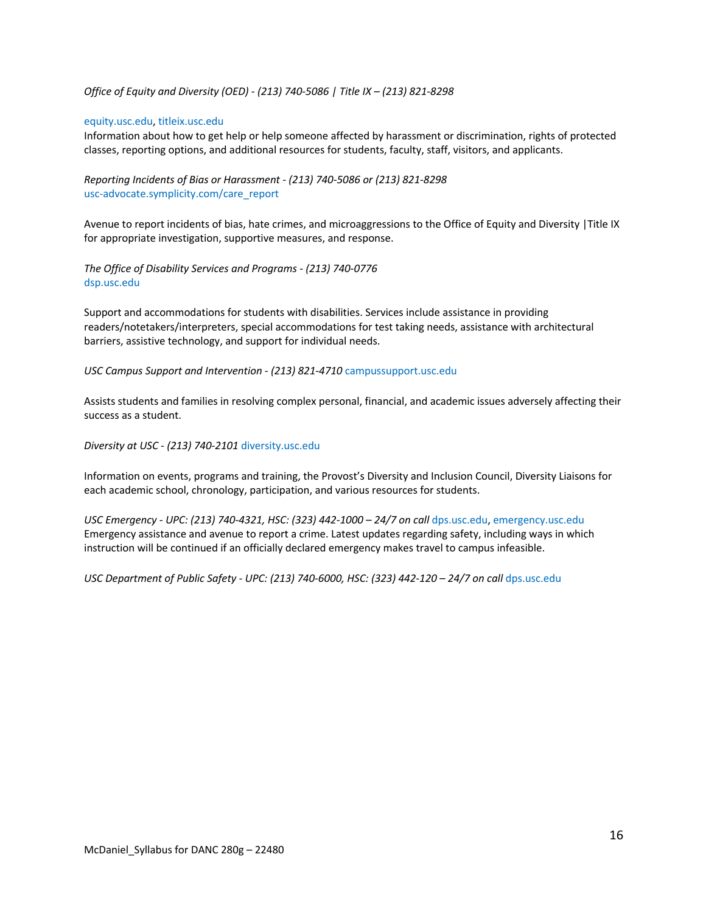*Office of Equity and Diversity (OED) - (213) 740-5086 | Title IX – (213) 821-8298*

equity.usc.edu, titleix.usc.edu
Information about how to get help or help someone affected by harassment or discrimination, rights of protected classes, reporting options, and additional resources for students, faculty, staff, visitors, and applicants.

*Reporting Incidents of Bias or Harassment - (213) 740-5086 or (213) 821-8298*
usc-advocate.symplicity.com/care_report

Avenue to report incidents of bias, hate crimes, and microaggressions to the Office of Equity and Diversity |Title IX for appropriate investigation, supportive measures, and response.

*The Office of Disability Services and Programs - (213) 740-0776*
dsp.usc.edu

Support and accommodations for students with disabilities. Services include assistance in providing readers/notetakers/interpreters, special accommodations for test taking needs, assistance with architectural barriers, assistive technology, and support for individual needs.

*USC Campus Support and Intervention - (213) 821-4710* campussupport.usc.edu

Assists students and families in resolving complex personal, financial, and academic issues adversely affecting their success as a student.

*Diversity at USC - (213) 740-2101* diversity.usc.edu

Information on events, programs and training, the Provost's Diversity and Inclusion Council, Diversity Liaisons for each academic school, chronology, participation, and various resources for students.

*USC Emergency - UPC: (213) 740-4321, HSC: (323) 442-1000 – 24/7 on call* dps.usc.edu, emergency.usc.edu
Emergency assistance and avenue to report a crime. Latest updates regarding safety, including ways in which instruction will be continued if an officially declared emergency makes travel to campus infeasible.

*USC Department of Public Safety - UPC: (213) 740-6000, HSC: (323) 442-120 – 24/7 on call* dps.usc.edu